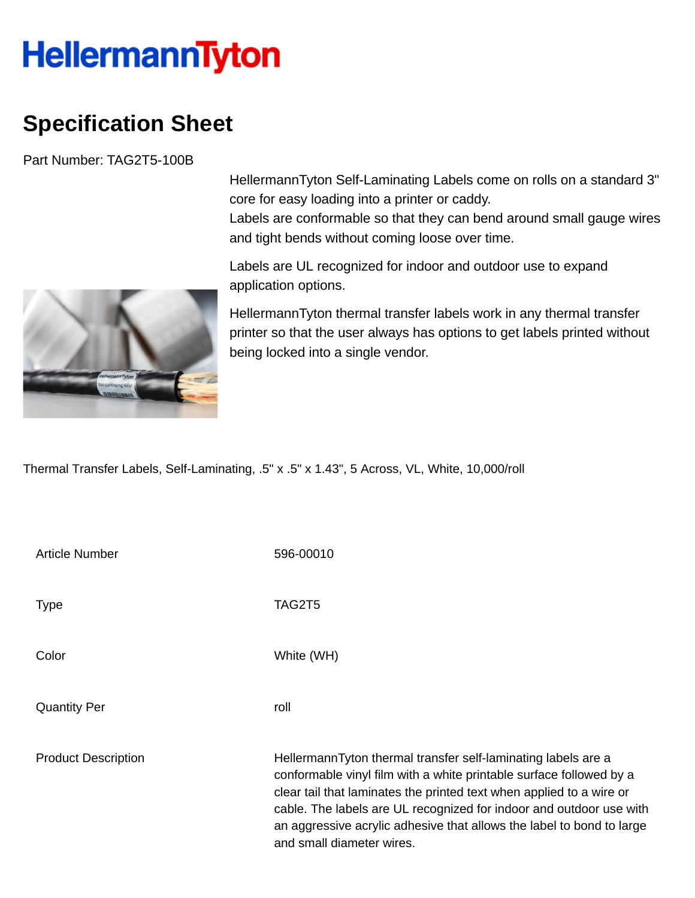HellermannTyton

# Specification Sheet

Part Number: TAG2T5-100B

HellermannTyton Self-Laminating Labels come on rolls on a standard 3" core for easy loading into a printer or caddy.
Labels are conformable so that they can bend around small gauge wires and tight bends without coming loose over time.

Labels are UL recognized for indoor and outdoor use to expand application options.

HellermannTyton thermal transfer labels work in any thermal transfer printer so that the user always has options to get labels printed without being locked into a single vendor.

Thermal Transfer Labels, Self-Laminating, .5" x .5" x 1.43", 5 Across, VL, White, 10,000/roll

| | |
|---|---|
| Article Number | 596-00010 |
| Type | TAG2T5 |
| Color | White (WH) |
| Quantity Per | roll |
| Product Description | HellermannTyton thermal transfer self-laminating labels are a conformable vinyl film with a white printable surface followed by a clear tail that laminates the printed text when applied to a wire or cable. The labels are UL recognized for indoor and outdoor use with an aggressive acrylic adhesive that allows the label to bond to large and small diameter wires. |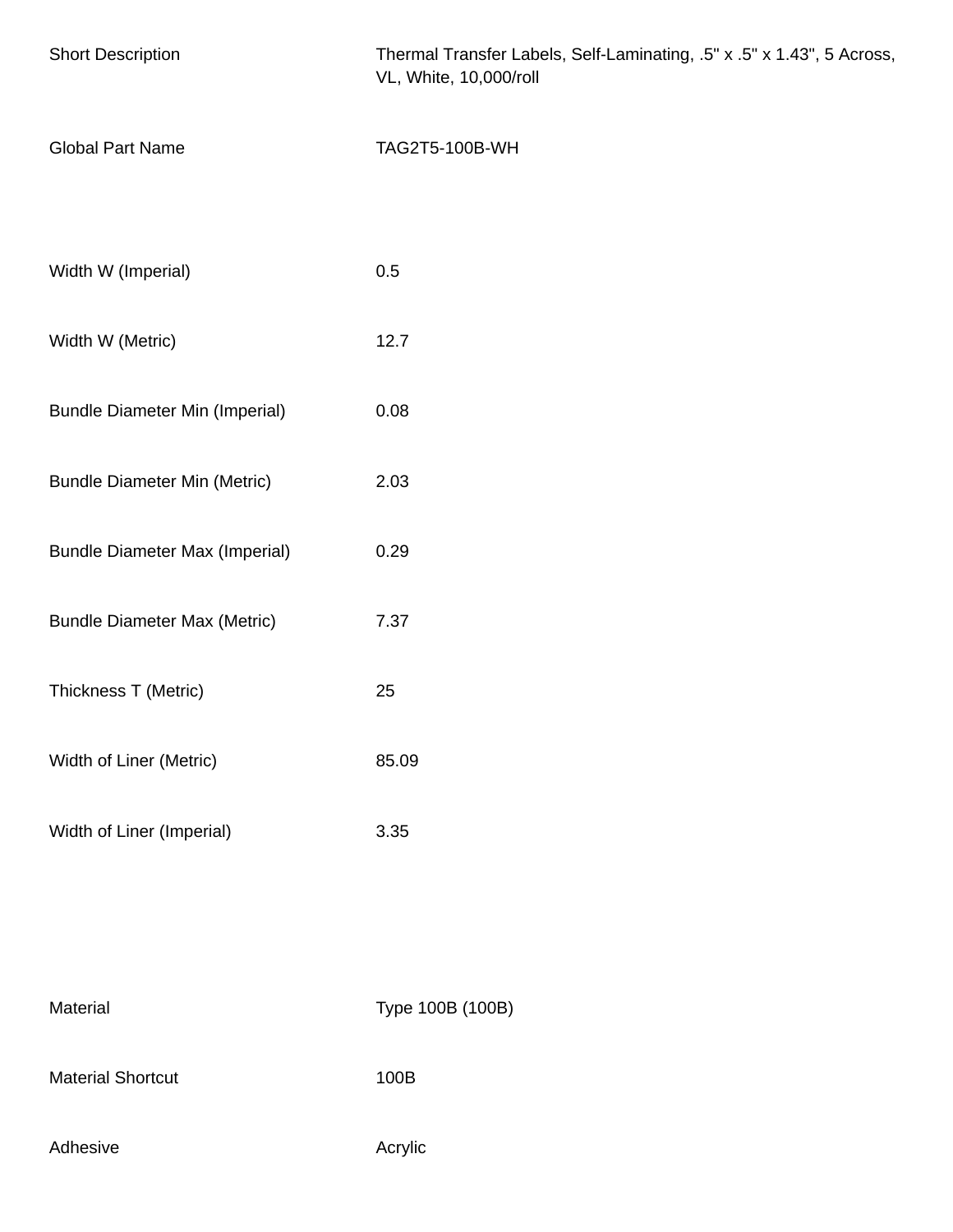| | |
|---|---|
| Short Description | Thermal Transfer Labels, Self-Laminating, .5" x .5" x 1.43", 5 Across, VL, White, 10,000/roll |
| Global Part Name | TAG2T5-100B-WH |
| | |
| Width W (Imperial) | 0.5 |
| Width W (Metric) | 12.7 |
| Bundle Diameter Min (Imperial) | 0.08 |
| Bundle Diameter Min (Metric) | 2.03 |
| Bundle Diameter Max (Imperial) | 0.29 |
| Bundle Diameter Max (Metric) | 7.37 |
| Thickness T (Metric) | 25 |
| Width of Liner (Metric) | 85.09 |
| Width of Liner (Imperial) | 3.35 |
| | |
| Material | Type 100B (100B) |
| Material Shortcut | 100B |
| Adhesive | Acrylic |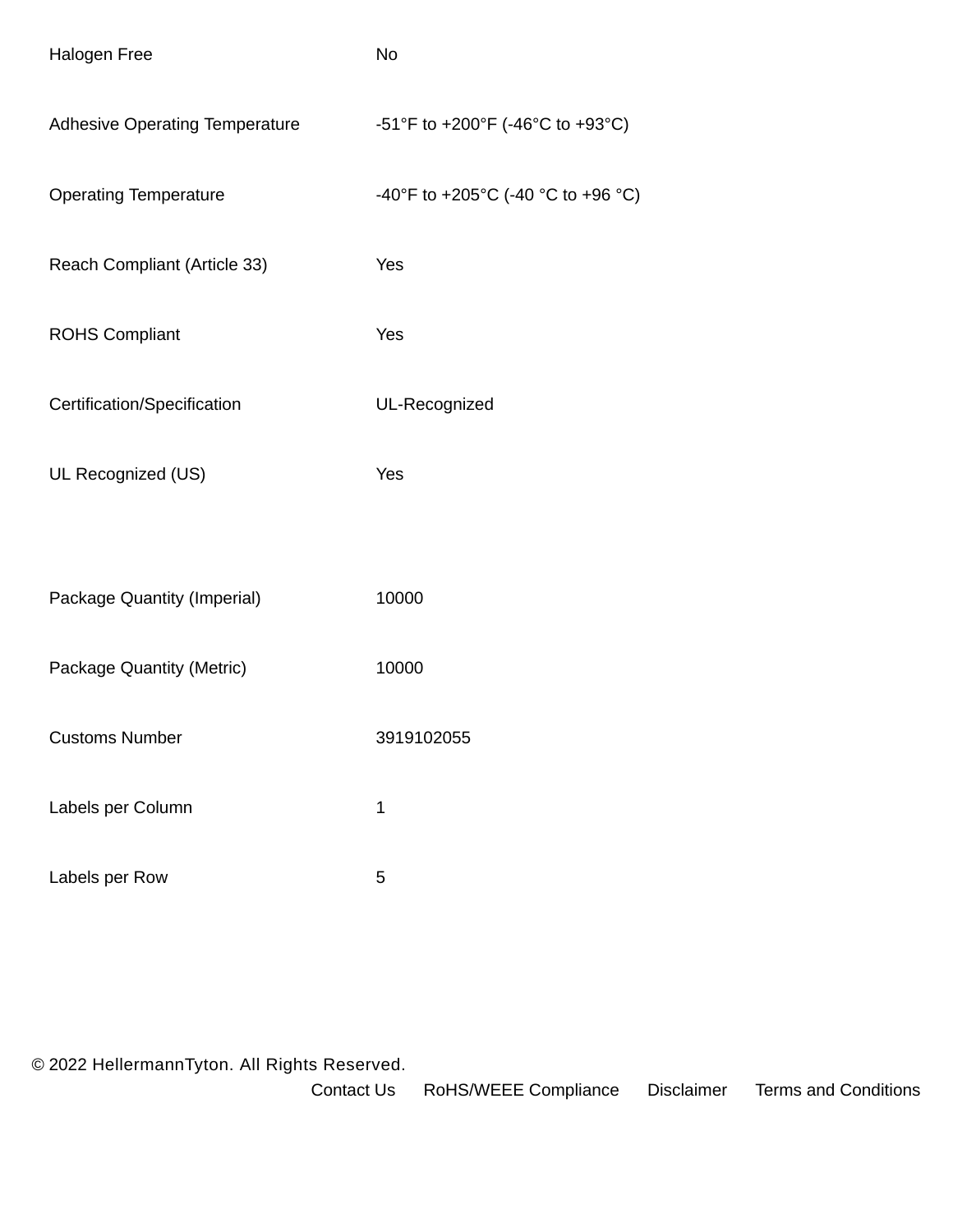| | |
|---|---|
| Halogen Free | No |
| Adhesive Operating Temperature | -51°F to +200°F (-46°C to +93°C) |
| Operating Temperature | -40°F to +205°C (-40 °C to +96 °C) |
| Reach Compliant (Article 33) | Yes |
| ROHS Compliant | Yes |
| Certification/Specification | UL-Recognized |
| UL Recognized (US) | Yes |

| | |
|---|---|
| Package Quantity (Imperial) | 10000 |
| Package Quantity (Metric) | 10000 |
| Customs Number | 3919102055 |
| Labels per Column | 1 |
| Labels per Row | 5 |

© 2022 HellermannTyton. All Rights Reserved.

Contact Us RoHS/WEEE Compliance Disclaimer Terms and Conditions